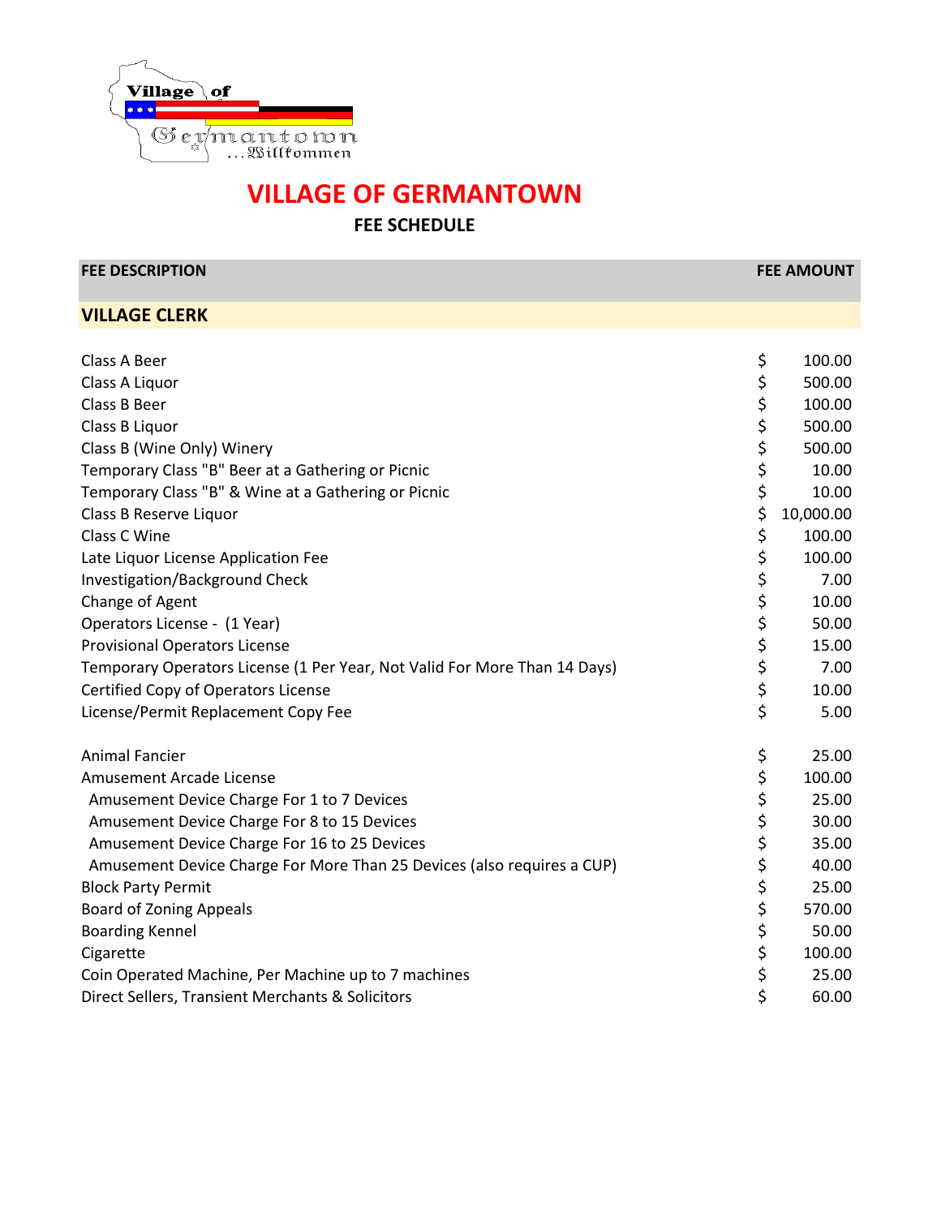# VILLAGE OF GERMANTOWN

## FEE SCHEDULE

| FEE DESCRIPTION | FEE AMOUNT |
|---|---|
| **VILLAGE CLERK** | |
| Class A Beer | $ 100.00 |
| Class A Liquor | $ 500.00 |
| Class B Beer | $ 100.00 |
| Class B Liquor | $ 500.00 |
| Class B (Wine Only) Winery | $ 500.00 |
| Temporary Class "B" Beer at a Gathering or Picnic | $ 10.00 |
| Temporary Class "B" & Wine at a Gathering or Picnic | $ 10.00 |
| Class B Reserve Liquor | $ 10,000.00 |
| Class C Wine | $ 100.00 |
| Late Liquor License Application Fee | $ 100.00 |
| Investigation/Background Check | $ 7.00 |
| Change of Agent | $ 10.00 |
| Operators License - (1 Year) | $ 50.00 |
| Provisional Operators License | $ 15.00 |
| Temporary Operators License (1 Per Year, Not Valid For More Than 14 Days) | $ 7.00 |
| Certified Copy of Operators License | $ 10.00 |
| License/Permit Replacement Copy Fee | $ 5.00 |
| | |
| Animal Fancier | $ 25.00 |
| Amusement Arcade License | $ 100.00 |
| Amusement Device Charge For 1 to 7 Devices | $ 25.00 |
| Amusement Device Charge For 8 to 15 Devices | $ 30.00 |
| Amusement Device Charge For 16 to 25 Devices | $ 35.00 |
| Amusement Device Charge For More Than 25 Devices (also requires a CUP) | $ 40.00 |
| Block Party Permit | $ 25.00 |
| Board of Zoning Appeals | $ 570.00 |
| Boarding Kennel | $ 50.00 |
| Cigarette | $ 100.00 |
| Coin Operated Machine, Per Machine up to 7 machines | $ 25.00 |
| Direct Sellers, Transient Merchants & Solicitors | $ 60.00 |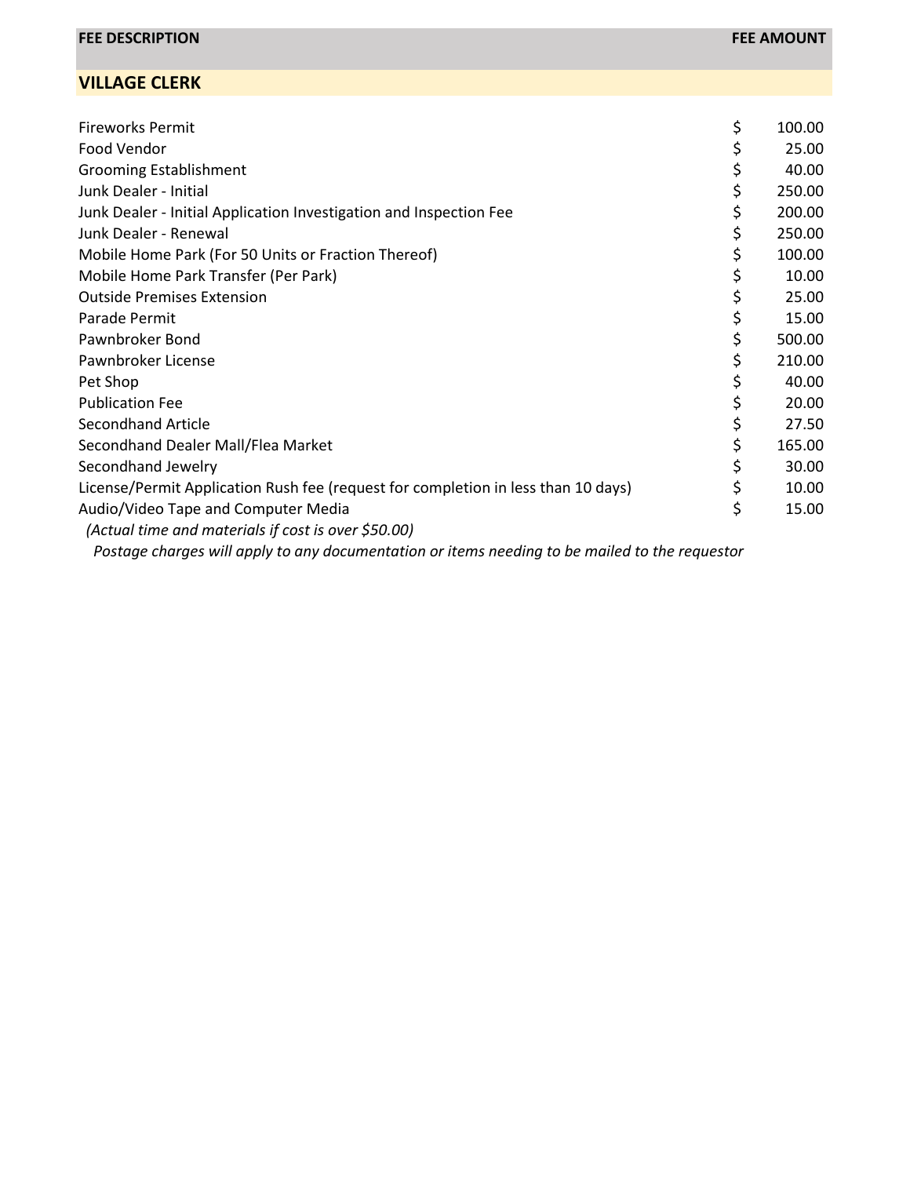| FEE DESCRIPTION | FEE AMOUNT |
| --- | --- |
| **VILLAGE CLERK** | |
| Fireworks Permit | $ 100.00 |
| Food Vendor | $ 25.00 |
| Grooming Establishment | $ 40.00 |
| Junk Dealer - Initial | $ 250.00 |
| Junk Dealer - Initial Application Investigation and Inspection Fee | $ 200.00 |
| Junk Dealer - Renewal | $ 250.00 |
| Mobile Home Park (For 50 Units or Fraction Thereof) | $ 100.00 |
| Mobile Home Park Transfer (Per Park) | $ 10.00 |
| Outside Premises Extension | $ 25.00 |
| Parade Permit | $ 15.00 |
| Pawnbroker Bond | $ 500.00 |
| Pawnbroker License | $ 210.00 |
| Pet Shop | $ 40.00 |
| Publication Fee | $ 20.00 |
| Secondhand Article | $ 27.50 |
| Secondhand Dealer Mall/Flea Market | $ 165.00 |
| Secondhand Jewelry | $ 30.00 |
| License/Permit Application Rush fee (request for completion in less than 10 days) | $ 10.00 |
| Audio/Video Tape and Computer Media | $ 15.00 |
| *(Actual time and materials if cost is over $50.00)* | |
| *Postage charges will apply to any documentation or items needing to be mailed to the requestor* | |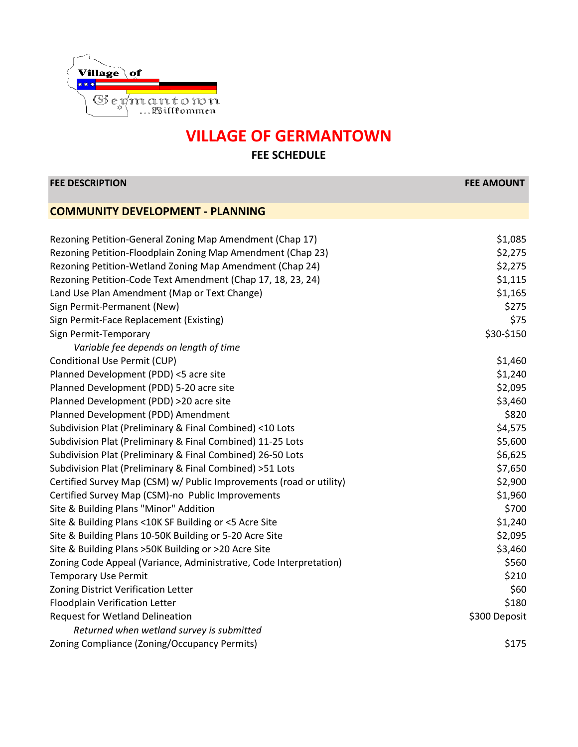# VILLAGE OF GERMANTOWN

**FEE SCHEDULE**

| FEE DESCRIPTION | FEE AMOUNT |
|---|---|
| **COMMUNITY DEVELOPMENT - PLANNING** | |
| Rezoning Petition-General Zoning Map Amendment (Chap 17) | $1,085 |
| Rezoning Petition-Floodplain Zoning Map Amendment (Chap 23) | $2,275 |
| Rezoning Petition-Wetland Zoning Map Amendment (Chap 24) | $2,275 |
| Rezoning Petition-Code Text Amendment (Chap 17, 18, 23, 24) | $1,115 |
| Land Use Plan Amendment (Map or Text Change) | $1,165 |
| Sign Permit-Permanent (New) | $275 |
| Sign Permit-Face Replacement (Existing) | $75 |
| Sign Permit-Temporary | $30-$150 |
| *Variable fee depends on length of time* | |
| Conditional Use Permit (CUP) | $1,460 |
| Planned Development (PDD) <5 acre site | $1,240 |
| Planned Development (PDD) 5-20 acre site | $2,095 |
| Planned Development (PDD) >20 acre site | $3,460 |
| Planned Development (PDD) Amendment | $820 |
| Subdivision Plat (Preliminary & Final Combined) <10 Lots | $4,575 |
| Subdivision Plat (Preliminary & Final Combined) 11-25 Lots | $5,600 |
| Subdivision Plat (Preliminary & Final Combined) 26-50 Lots | $6,625 |
| Subdivision Plat (Preliminary & Final Combined) >51 Lots | $7,650 |
| Certified Survey Map (CSM) w/ Public Improvements (road or utility) | $2,900 |
| Certified Survey Map (CSM)-no Public Improvements | $1,960 |
| Site & Building Plans "Minor" Addition | $700 |
| Site & Building Plans <10K SF Building or <5 Acre Site | $1,240 |
| Site & Building Plans 10-50K Building or 5-20 Acre Site | $2,095 |
| Site & Building Plans >50K Building or >20 Acre Site | $3,460 |
| Zoning Code Appeal (Variance, Administrative, Code Interpretation) | $560 |
| Temporary Use Permit | $210 |
| Zoning District Verification Letter | $60 |
| Floodplain Verification Letter | $180 |
| Request for Wetland Delineation | $300 Deposit |
| *Returned when wetland survey is submitted* | |
| Zoning Compliance (Zoning/Occupancy Permits) | $175 |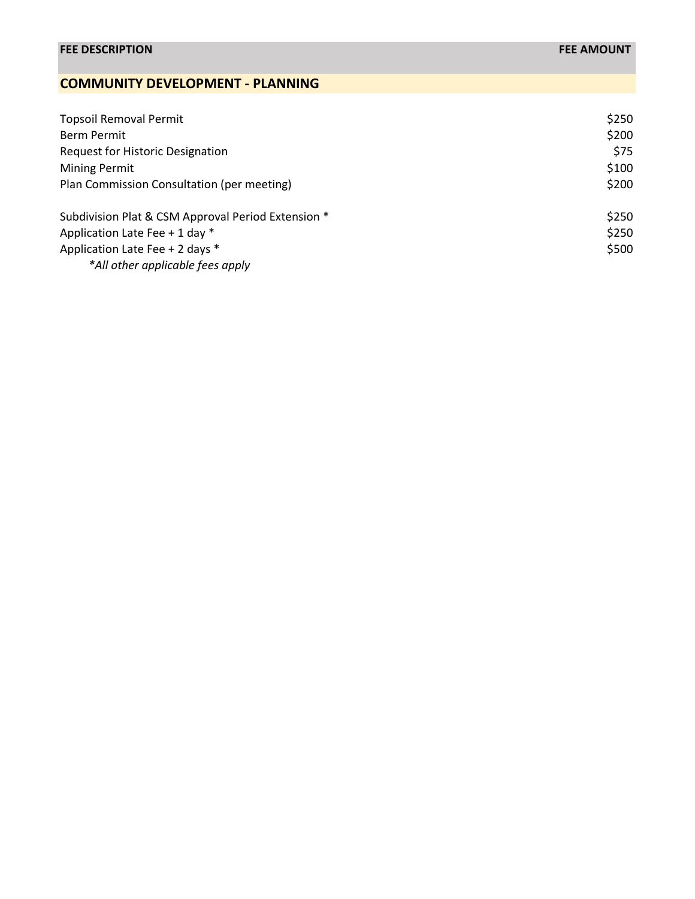| FEE DESCRIPTION | FEE AMOUNT |
| --- | --- |
| **COMMUNITY DEVELOPMENT - PLANNING** | |
| Topsoil Removal Permit | $250 |
| Berm Permit | $200 |
| Request for Historic Designation | $75 |
| Mining Permit | $100 |
| Plan Commission Consultation (per meeting) | $200 |
| Subdivision Plat & CSM Approval Period Extension * | $250 |
| Application Late Fee + 1 day * | $250 |
| Application Late Fee + 2 days * | $500 |

*\*All other applicable fees apply*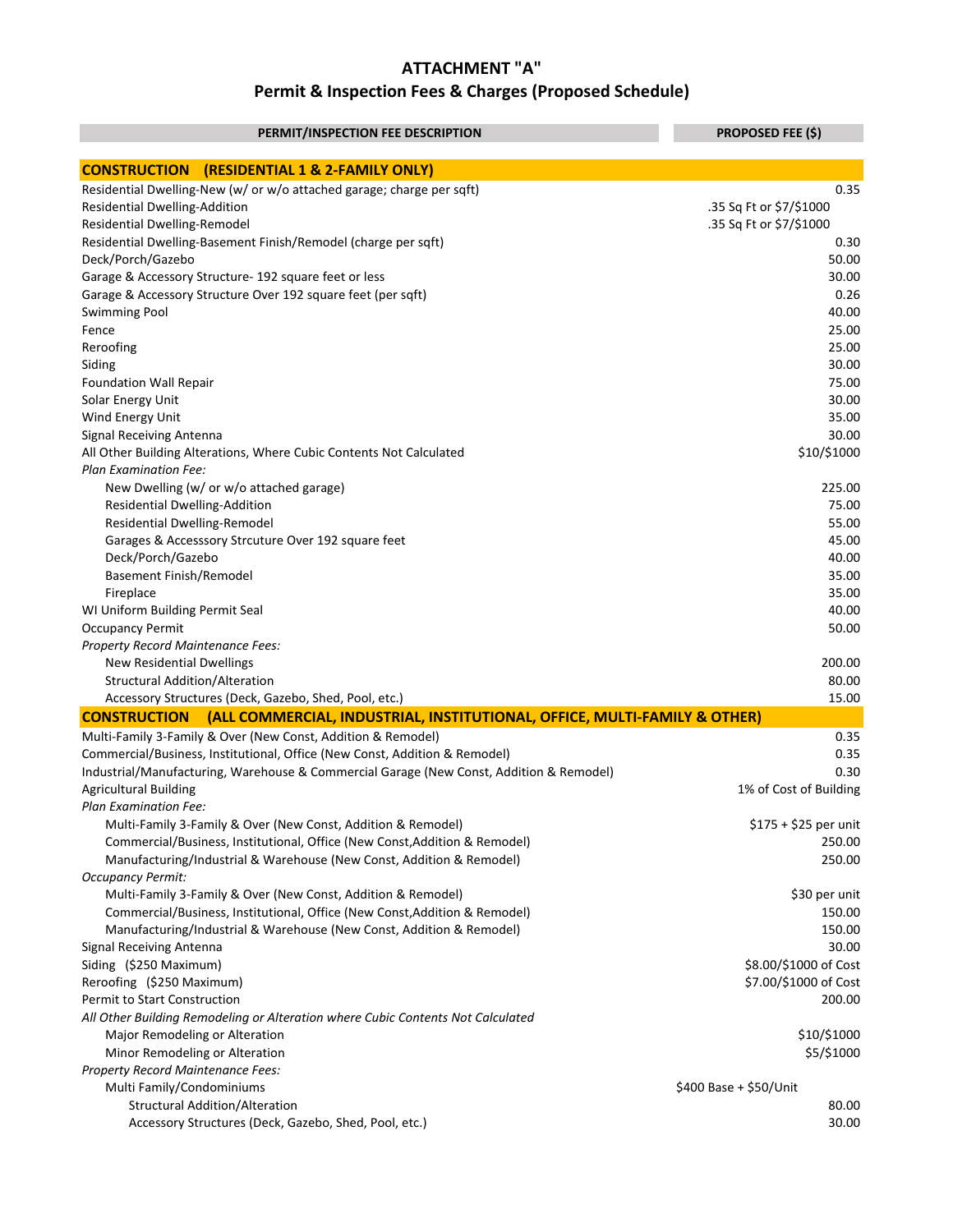# ATTACHMENT "A"

## Permit & Inspection Fees & Charges (Proposed Schedule)

| PERMIT/INSPECTION FEE DESCRIPTION | PROPOSED FEE ($) |
|---|---|
| **CONSTRUCTION (RESIDENTIAL 1 & 2-FAMILY ONLY)** | |
| Residential Dwelling-New (w/ or w/o attached garage; charge per sqft) | 0.35 |
| Residential Dwelling-Addition | .35 Sq Ft or $7/$1000 |
| Residential Dwelling-Remodel | .35 Sq Ft or $7/$1000 |
| Residential Dwelling-Basement Finish/Remodel (charge per sqft) | 0.30 |
| Deck/Porch/Gazebo | 50.00 |
| Garage & Accessory Structure- 192 square feet or less | 30.00 |
| Garage & Accessory Structure Over 192 square feet (per sqft) | 0.26 |
| Swimming Pool | 40.00 |
| Fence | 25.00 |
| Reroofing | 25.00 |
| Siding | 30.00 |
| Foundation Wall Repair | 75.00 |
| Solar Energy Unit | 30.00 |
| Wind Energy Unit | 35.00 |
| Signal Receiving Antenna | 30.00 |
| All Other Building Alterations, Where Cubic Contents Not Calculated | $10/$1000 |
| *Plan Examination Fee:* | |
| New Dwelling (w/ or w/o attached garage) | 225.00 |
| Residential Dwelling-Addition | 75.00 |
| Residential Dwelling-Remodel | 55.00 |
| Garages & Accesssory Strcuture Over 192 square feet | 45.00 |
| Deck/Porch/Gazebo | 40.00 |
| Basement Finish/Remodel | 35.00 |
| Fireplace | 35.00 |
| WI Uniform Building Permit Seal | 40.00 |
| Occupancy Permit | 50.00 |
| *Property Record Maintenance Fees:* | |
| New Residential Dwellings | 200.00 |
| Structural Addition/Alteration | 80.00 |
| Accessory Structures (Deck, Gazebo, Shed, Pool, etc.) | 15.00 |
| **CONSTRUCTION (ALL COMMERCIAL, INDUSTRIAL, INSTITUTIONAL, OFFICE, MULTI-FAMILY & OTHER)** | |
| Multi-Family 3-Family & Over (New Const, Addition & Remodel) | 0.35 |
| Commercial/Business, Institutional, Office (New Const, Addition & Remodel) | 0.35 |
| Industrial/Manufacturing, Warehouse & Commercial Garage (New Const, Addition & Remodel) | 0.30 |
| Agricultural Building | 1% of Cost of Building |
| *Plan Examination Fee:* | |
| Multi-Family 3-Family & Over (New Const, Addition & Remodel) | $175 + $25 per unit |
| Commercial/Business, Institutional, Office (New Const,Addition & Remodel) | 250.00 |
| Manufacturing/Industrial & Warehouse (New Const, Addition & Remodel) | 250.00 |
| *Occupancy Permit:* | |
| Multi-Family 3-Family & Over (New Const, Addition & Remodel) | $30 per unit |
| Commercial/Business, Institutional, Office (New Const,Addition & Remodel) | 150.00 |
| Manufacturing/Industrial & Warehouse (New Const, Addition & Remodel) | 150.00 |
| Signal Receiving Antenna | 30.00 |
| Siding ($250 Maximum) | $8.00/$1000 of Cost |
| Reroofing ($250 Maximum) | $7.00/$1000 of Cost |
| Permit to Start Construction | 200.00 |
| *All Other Building Remodeling or Alteration where Cubic Contents Not Calculated* | |
| Major Remodeling or Alteration | $10/$1000 |
| Minor Remodeling or Alteration | $5/$1000 |
| *Property Record Maintenance Fees:* | |
| Multi Family/Condominiums | $400 Base + $50/Unit |
| Structural Addition/Alteration | 80.00 |
| Accessory Structures (Deck, Gazebo, Shed, Pool, etc.) | 30.00 |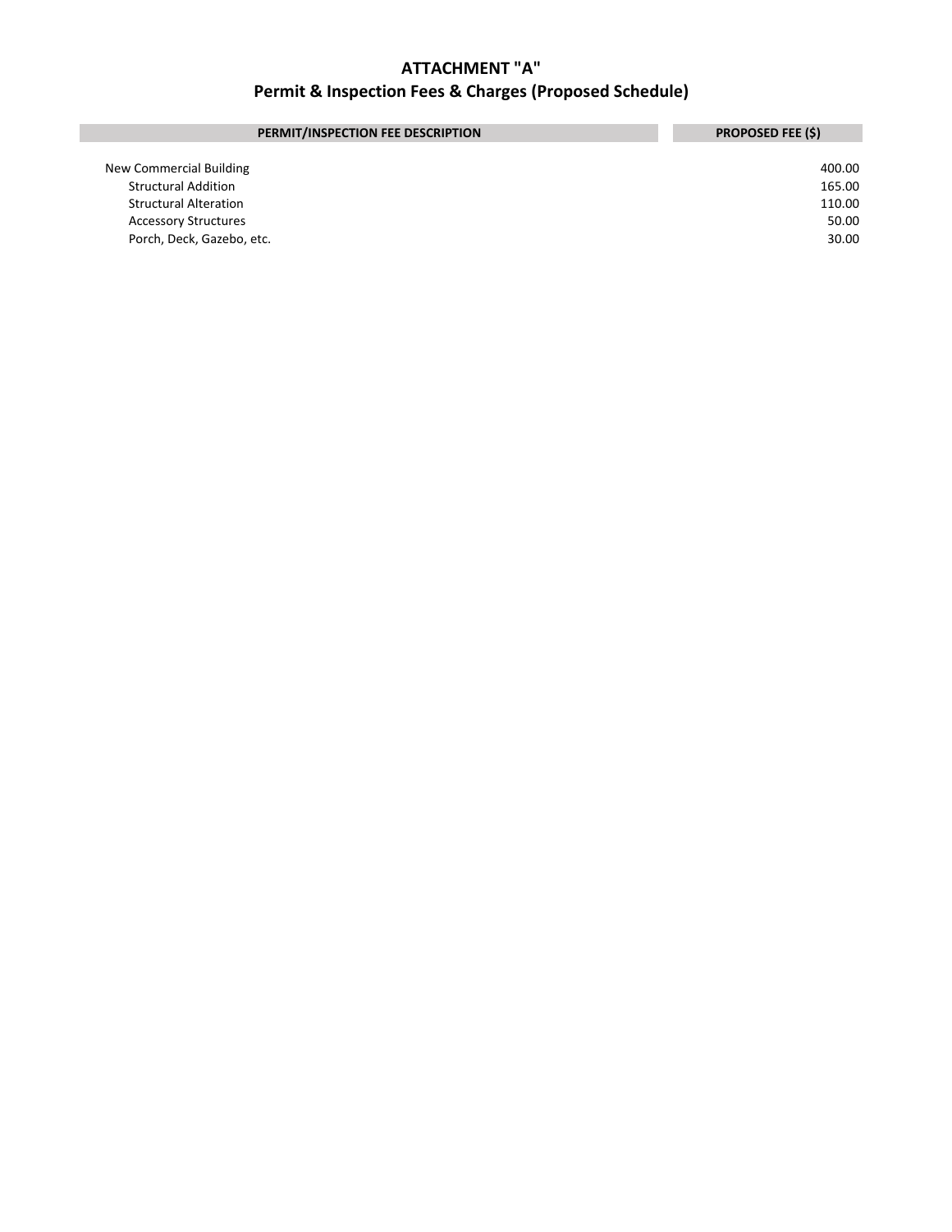# ATTACHMENT "A"

## Permit & Inspection Fees & Charges (Proposed Schedule)

| PERMIT/INSPECTION FEE DESCRIPTION | PROPOSED FEE ($) |
|---|---|
| New Commercial Building | 400.00 |
| Structural Addition | 165.00 |
| Structural Alteration | 110.00 |
| Accessory Structures | 50.00 |
| Porch, Deck, Gazebo, etc. | 30.00 |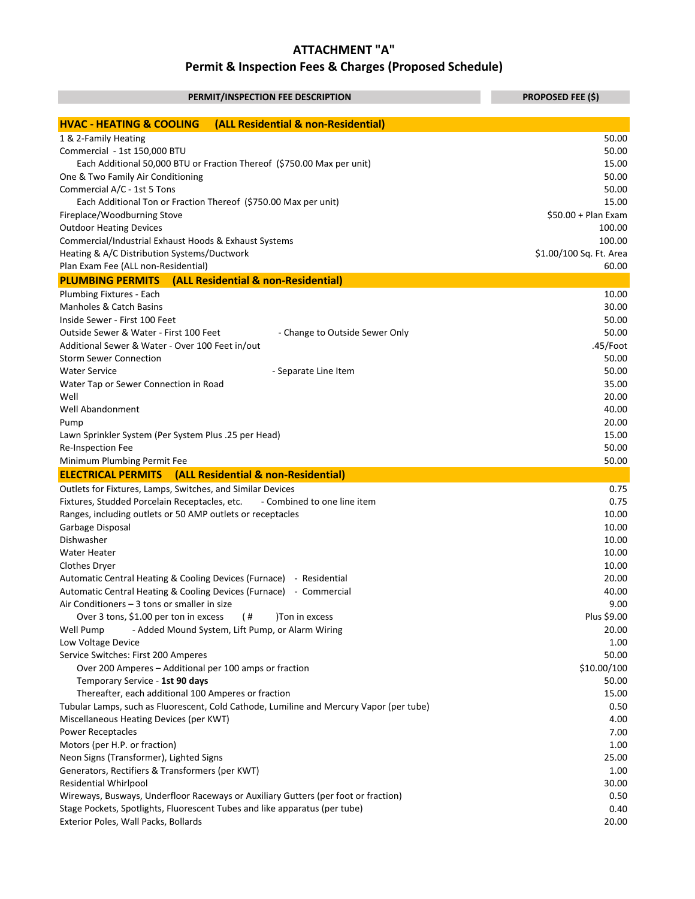# ATTACHMENT "A"

## Permit & Inspection Fees & Charges (Proposed Schedule)

| PERMIT/INSPECTION FEE DESCRIPTION | PROPOSED FEE ($) |
|---|---|
| **HVAC - HEATING & COOLING (ALL Residential & non-Residential)** | |
| 1 & 2-Family Heating | 50.00 |
| Commercial - 1st 150,000 BTU | 50.00 |
| Each Additional 50,000 BTU or Fraction Thereof ($750.00 Max per unit) | 15.00 |
| One & Two Family Air Conditioning | 50.00 |
| Commercial A/C - 1st 5 Tons | 50.00 |
| Each Additional Ton or Fraction Thereof ($750.00 Max per unit) | 15.00 |
| Fireplace/Woodburning Stove | $50.00 + Plan Exam |
| Outdoor Heating Devices | 100.00 |
| Commercial/Industrial Exhaust Hoods & Exhaust Systems | 100.00 |
| Heating & A/C Distribution Systems/Ductwork | $1.00/100 Sq. Ft. Area |
| Plan Exam Fee (ALL non-Residential) | 60.00 |
| **PLUMBING PERMITS (ALL Residential & non-Residential)** | |
| Plumbing Fixtures - Each | 10.00 |
| Manholes & Catch Basins | 30.00 |
| Inside Sewer - First 100 Feet | 50.00 |
| Outside Sewer & Water - First 100 Feet - Change to Outside Sewer Only | 50.00 |
| Additional Sewer & Water - Over 100 Feet in/out | .45/Foot |
| Storm Sewer Connection | 50.00 |
| Water Service - Separate Line Item | 50.00 |
| Water Tap or Sewer Connection in Road | 35.00 |
| Well | 20.00 |
| Well Abandonment | 40.00 |
| Pump | 20.00 |
| Lawn Sprinkler System (Per System Plus .25 per Head) | 15.00 |
| Re-Inspection Fee | 50.00 |
| Minimum Plumbing Permit Fee | 50.00 |
| **ELECTRICAL PERMITS (ALL Residential & non-Residential)** | |
| Outlets for Fixtures, Lamps, Switches, and Similar Devices | 0.75 |
| Fixtures, Studded Porcelain Receptacles, etc. - Combined to one line item | 0.75 |
| Ranges, including outlets or 50 AMP outlets or receptacles | 10.00 |
| Garbage Disposal | 10.00 |
| Dishwasher | 10.00 |
| Water Heater | 10.00 |
| Clothes Dryer | 10.00 |
| Automatic Central Heating & Cooling Devices (Furnace) - Residential | 20.00 |
| Automatic Central Heating & Cooling Devices (Furnace) - Commercial | 40.00 |
| Air Conditioners – 3 tons or smaller in size | 9.00 |
| Over 3 tons, $1.00 per ton in excess ( # )Ton in excess | Plus $9.00 |
| Well Pump - Added Mound System, Lift Pump, or Alarm Wiring | 20.00 |
| Low Voltage Device | 1.00 |
| Service Switches: First 200 Amperes | 50.00 |
| Over 200 Amperes – Additional per 100 amps or fraction | $10.00/100 |
| Temporary Service - **1st 90 days** | 50.00 |
| Thereafter, each additional 100 Amperes or fraction | 15.00 |
| Tubular Lamps, such as Fluorescent, Cold Cathode, Lumiline and Mercury Vapor (per tube) | 0.50 |
| Miscellaneous Heating Devices (per KWT) | 4.00 |
| Power Receptacles | 7.00 |
| Motors (per H.P. or fraction) | 1.00 |
| Neon Signs (Transformer), Lighted Signs | 25.00 |
| Generators, Rectifiers & Transformers (per KWT) | 1.00 |
| Residential Whirlpool | 30.00 |
| Wireways, Busways, Underfloor Raceways or Auxiliary Gutters (per foot or fraction) | 0.50 |
| Stage Pockets, Spotlights, Fluorescent Tubes and like apparatus (per tube) | 0.40 |
| Exterior Poles, Wall Packs, Bollards | 20.00 |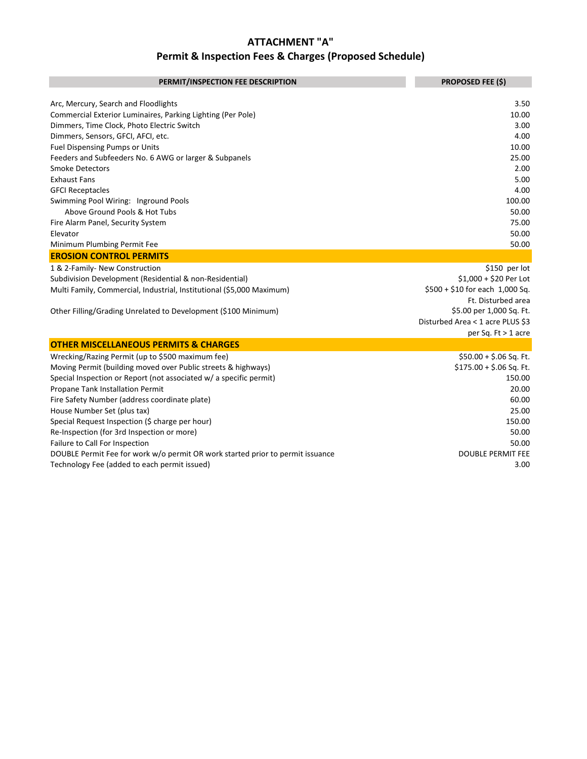## ATTACHMENT "A"
## Permit & Inspection Fees & Charges (Proposed Schedule)

| PERMIT/INSPECTION FEE DESCRIPTION | PROPOSED FEE ($) |
| --- | --- |
| Arc, Mercury, Search and Floodlights | 3.50 |
| Commercial Exterior Luminaires, Parking Lighting (Per Pole) | 10.00 |
| Dimmers, Time Clock, Photo Electric Switch | 3.00 |
| Dimmers, Sensors, GFCI, AFCI, etc. | 4.00 |
| Fuel Dispensing Pumps or Units | 10.00 |
| Feeders and Subfeeders No. 6 AWG or larger & Subpanels | 25.00 |
| Smoke Detectors | 2.00 |
| Exhaust Fans | 5.00 |
| GFCI Receptacles | 4.00 |
| Swimming Pool Wiring: Inground Pools | 100.00 |
| Above Ground Pools & Hot Tubs | 50.00 |
| Fire Alarm Panel, Security System | 75.00 |
| Elevator | 50.00 |
| Minimum Plumbing Permit Fee | 50.00 |
| **EROSION CONTROL PERMITS** | |
| 1 & 2-Family- New Construction | $150 per lot |
| Subdivision Development (Residential & non-Residential) | $1,000 + $20 Per Lot |
| Multi Family, Commercial, Industrial, Institutional ($5,000 Maximum) | $500 + $10 for each 1,000 Sq. Ft. Disturbed area |
| Other Filling/Grading Unrelated to Development ($100 Minimum) | $5.00 per 1,000 Sq. Ft. Disturbed Area < 1 acre PLUS $3 per Sq. Ft > 1 acre |
| **OTHER MISCELLANEOUS PERMITS & CHARGES** | |
| Wrecking/Razing Permit (up to $500 maximum fee) | $50.00 + $.06 Sq. Ft. |
| Moving Permit (building moved over Public streets & highways) | $175.00 + $.06 Sq. Ft. |
| Special Inspection or Report (not associated w/ a specific permit) | 150.00 |
| Propane Tank Installation Permit | 20.00 |
| Fire Safety Number (address coordinate plate) | 60.00 |
| House Number Set (plus tax) | 25.00 |
| Special Request Inspection ($ charge per hour) | 150.00 |
| Re-Inspection (for 3rd Inspection or more) | 50.00 |
| Failure to Call For Inspection | 50.00 |
| DOUBLE Permit Fee for work w/o permit OR work started prior to permit issuance | DOUBLE PERMIT FEE |
| Technology Fee (added to each permit issued) | 3.00 |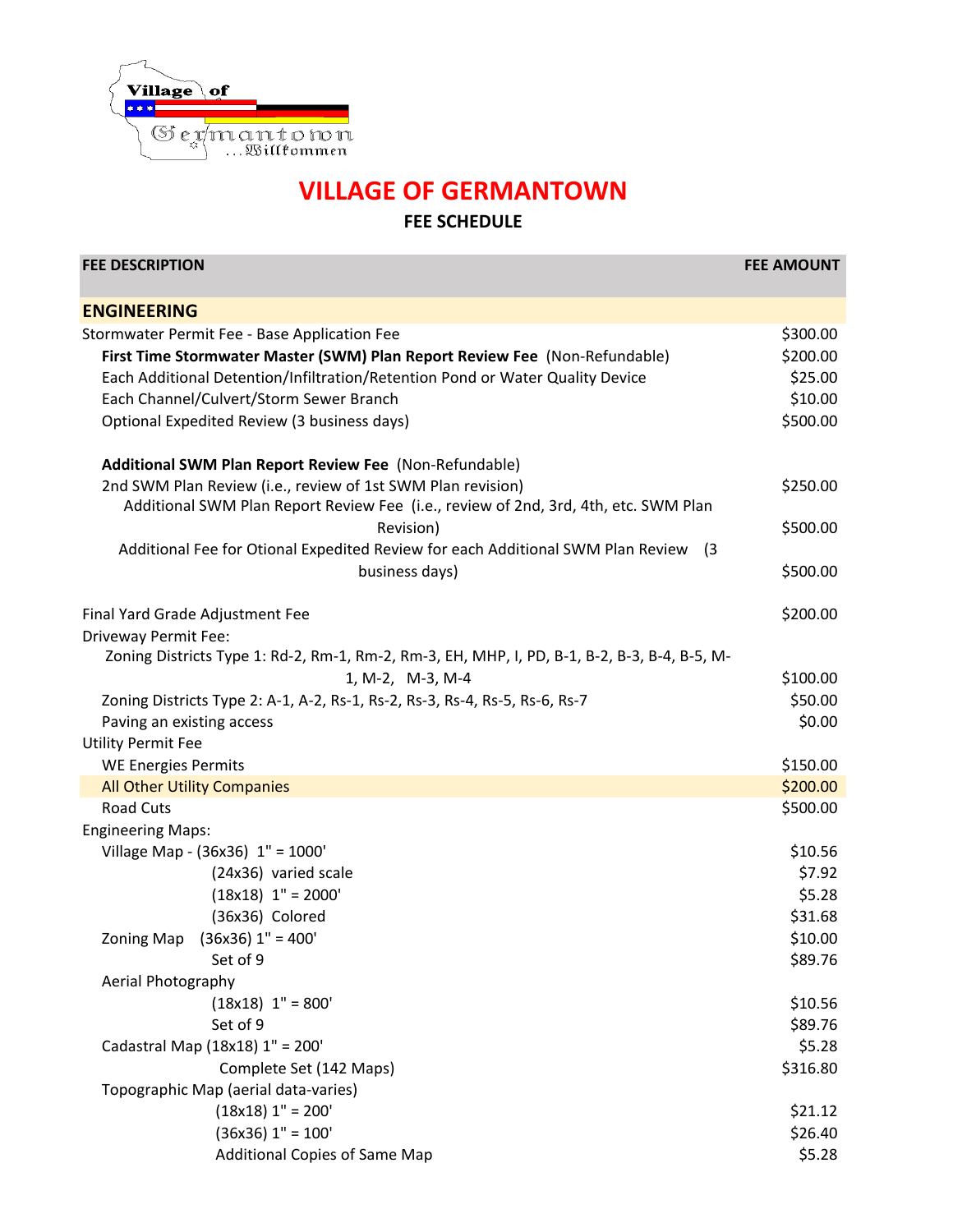# VILLAGE OF GERMANTOWN

## FEE SCHEDULE

| FEE DESCRIPTION | FEE AMOUNT |
|---|---|
| **ENGINEERING** | |
| Stormwater Permit Fee - Base Application Fee | $300.00 |
| **First Time Stormwater Master (SWM) Plan Report Review Fee** (Non-Refundable) | $200.00 |
| Each Additional Detention/Infiltration/Retention Pond or Water Quality Device | $25.00 |
| Each Channel/Culvert/Storm Sewer Branch | $10.00 |
| Optional Expedited Review (3 business days) | $500.00 |
| **Additional SWM Plan Report Review Fee** (Non-Refundable) | |
| 2nd SWM Plan Review (i.e., review of 1st SWM Plan revision) | $250.00 |
| Additional SWM Plan Report Review Fee (i.e., review of 2nd, 3rd, 4th, etc. SWM Plan Revision) | $500.00 |
| Additional Fee for Otional Expedited Review for each Additional SWM Plan Review (3 business days) | $500.00 |
| Final Yard Grade Adjustment Fee | $200.00 |
| Driveway Permit Fee: | |
| Zoning Districts Type 1: Rd-2, Rm-1, Rm-2, Rm-3, EH, MHP, I, PD, B-1, B-2, B-3, B-4, B-5, M-1, M-2, M-3, M-4 | $100.00 |
| Zoning Districts Type 2: A-1, A-2, Rs-1, Rs-2, Rs-3, Rs-4, Rs-5, Rs-6, Rs-7 | $50.00 |
| Paving an existing access | $0.00 |
| Utility Permit Fee | |
| WE Energies Permits | $150.00 |
| All Other Utility Companies | $200.00 |
| Road Cuts | $500.00 |
| Engineering Maps: | |
| Village Map - (36x36) 1" = 1000' | $10.56 |
| (24x36) varied scale | $7.92 |
| (18x18) 1" = 2000' | $5.28 |
| (36x36) Colored | $31.68 |
| Zoning Map (36x36) 1" = 400' | $10.00 |
| Set of 9 | $89.76 |
| Aerial Photography | |
| (18x18) 1" = 800' | $10.56 |
| Set of 9 | $89.76 |
| Cadastral Map (18x18) 1" = 200' | $5.28 |
| Complete Set (142 Maps) | $316.80 |
| Topographic Map (aerial data-varies) | |
| (18x18) 1" = 200' | $21.12 |
| (36x36) 1" = 100' | $26.40 |
| Additional Copies of Same Map | $5.28 |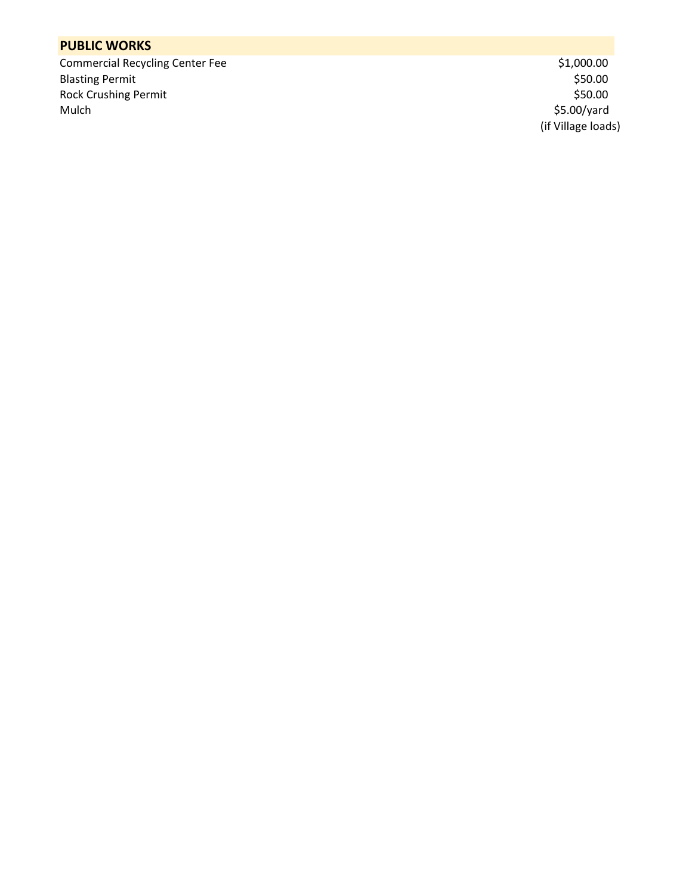## PUBLIC WORKS

| | |
|---|---|
| Commercial Recycling Center Fee | $1,000.00 |
| Blasting Permit | $50.00 |
| Rock Crushing Permit | $50.00 |
| Mulch | $5.00/yard (if Village loads) |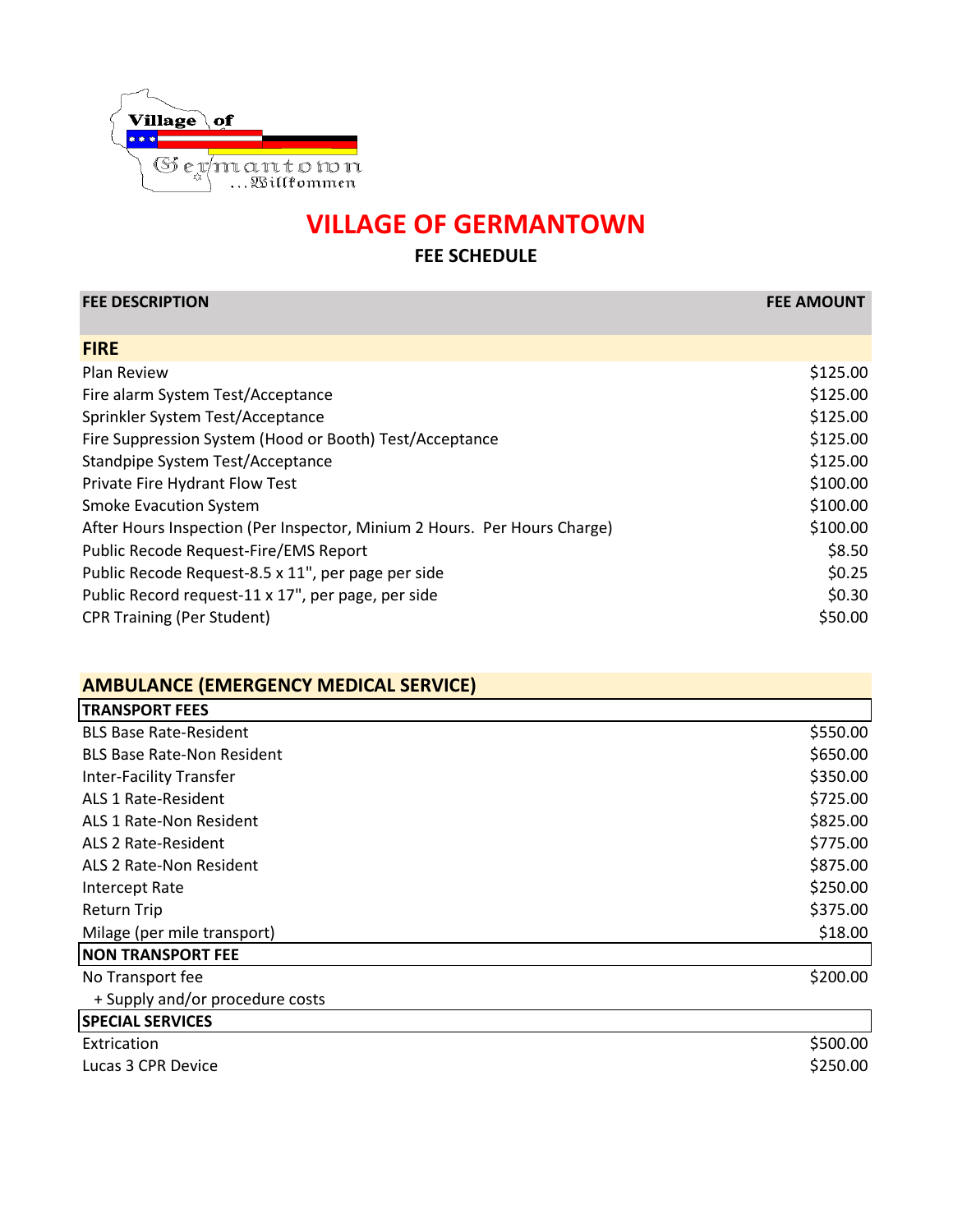# VILLAGE OF GERMANTOWN

## FEE SCHEDULE

| FEE DESCRIPTION | FEE AMOUNT |
|---|---|
| **FIRE** | |
| Plan Review | $125.00 |
| Fire alarm System Test/Acceptance | $125.00 |
| Sprinkler System Test/Acceptance | $125.00 |
| Fire Suppression System (Hood or Booth) Test/Acceptance | $125.00 |
| Standpipe System Test/Acceptance | $125.00 |
| Private Fire Hydrant Flow Test | $100.00 |
| Smoke Evacuation System | $100.00 |
| After Hours Inspection (Per Inspector, Minium 2 Hours. Per Hours Charge) | $100.00 |
| Public Recode Request-Fire/EMS Report | $8.50 |
| Public Recode Request-8.5 x 11", per page per side | $0.25 |
| Public Record request-11 x 17", per page, per side | $0.30 |
| CPR Training (Per Student) | $50.00 |

| AMBULANCE (EMERGENCY MEDICAL SERVICE) | |
|---|---|
| **TRANSPORT FEES** | |
| BLS Base Rate-Resident | $550.00 |
| BLS Base Rate-Non Resident | $650.00 |
| Inter-Facility Transfer | $350.00 |
| ALS 1 Rate-Resident | $725.00 |
| ALS 1 Rate-Non Resident | $825.00 |
| ALS 2 Rate-Resident | $775.00 |
| ALS 2 Rate-Non Resident | $875.00 |
| Intercept Rate | $250.00 |
| Return Trip | $375.00 |
| Milage (per mile transport) | $18.00 |
| **NON TRANSPORT FEE** | |
| No Transport fee | $200.00 |
| + Supply and/or procedure costs | |
| **SPECIAL SERVICES** | |
| Extrication | $500.00 |
| Lucas 3 CPR Device | $250.00 |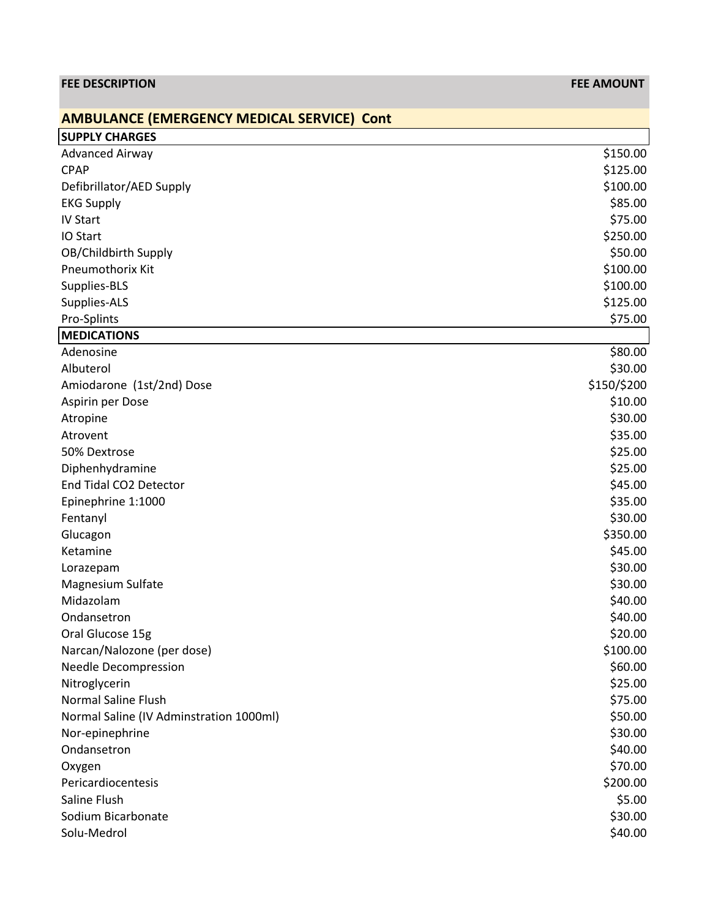| FEE DESCRIPTION | FEE AMOUNT |
| --- | --- |
| **AMBULANCE (EMERGENCY MEDICAL SERVICE) Cont** | |
| **SUPPLY CHARGES** | |
| Advanced Airway | $150.00 |
| CPAP | $125.00 |
| Defibrillator/AED Supply | $100.00 |
| EKG Supply | $85.00 |
| IV Start | $75.00 |
| IO Start | $250.00 |
| OB/Childbirth Supply | $50.00 |
| Pneumothorix Kit | $100.00 |
| Supplies-BLS | $100.00 |
| Supplies-ALS | $125.00 |
| Pro-Splints | $75.00 |
| **MEDICATIONS** | |
| Adenosine | $80.00 |
| Albuterol | $30.00 |
| Amiodarone (1st/2nd) Dose | $150/$200 |
| Aspirin per Dose | $10.00 |
| Atropine | $30.00 |
| Atrovent | $35.00 |
| 50% Dextrose | $25.00 |
| Diphenhydramine | $25.00 |
| End Tidal CO2 Detector | $45.00 |
| Epinephrine 1:1000 | $35.00 |
| Fentanyl | $30.00 |
| Glucagon | $350.00 |
| Ketamine | $45.00 |
| Lorazepam | $30.00 |
| Magnesium Sulfate | $30.00 |
| Midazolam | $40.00 |
| Ondansetron | $40.00 |
| Oral Glucose 15g | $20.00 |
| Narcan/Nalozone (per dose) | $100.00 |
| Needle Decompression | $60.00 |
| Nitroglycerin | $25.00 |
| Normal Saline Flush | $75.00 |
| Normal Saline (IV Adminstration 1000ml) | $50.00 |
| Nor-epinephrine | $30.00 |
| Ondansetron | $40.00 |
| Oxygen | $70.00 |
| Pericardiocentesis | $200.00 |
| Saline Flush | $5.00 |
| Sodium Bicarbonate | $30.00 |
| Solu-Medrol | $40.00 |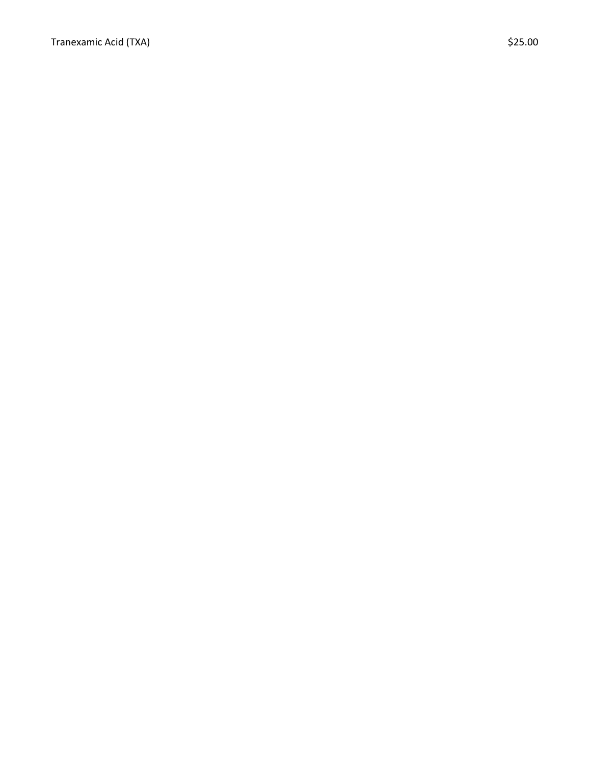| | |
|---|---|
| Tranexamic Acid (TXA) | $25.00 |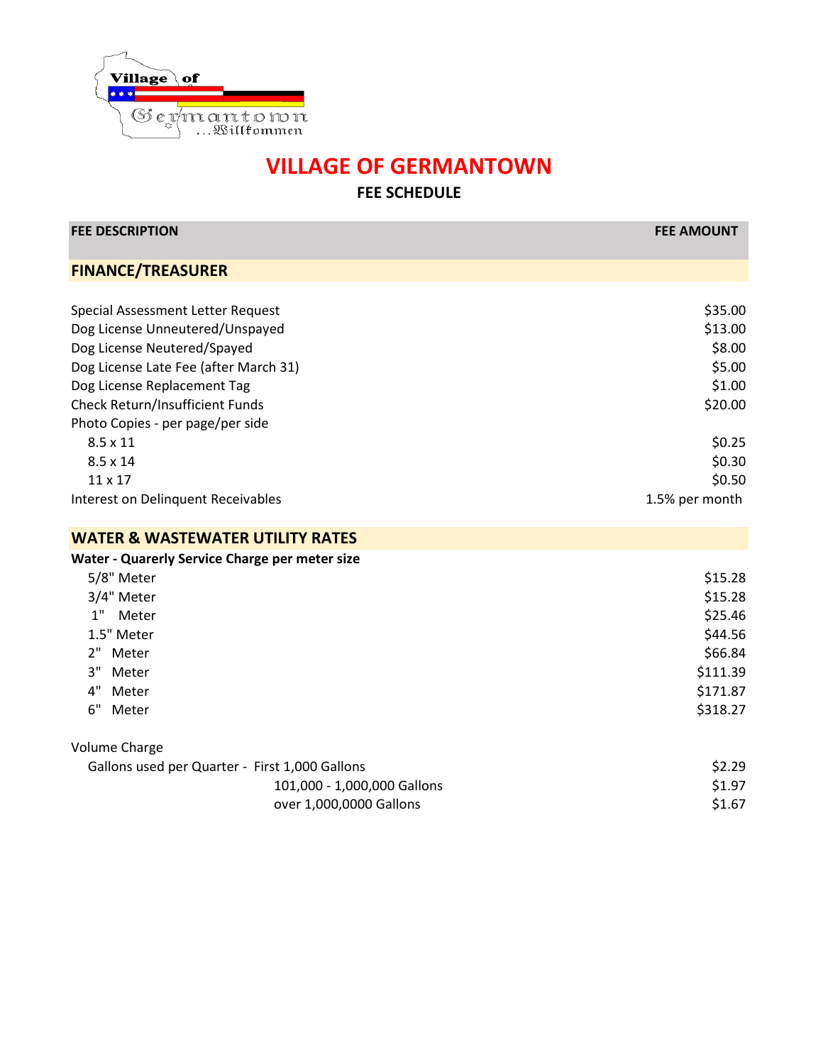# VILLAGE OF GERMANTOWN

## FEE SCHEDULE

| FEE DESCRIPTION | FEE AMOUNT |
|---|---|
| **FINANCE/TREASURER** | |
| Special Assessment Letter Request | $35.00 |
| Dog License Unneutered/Unspayed | $13.00 |
| Dog License Neutered/Spayed | $8.00 |
| Dog License Late Fee (after March 31) | $5.00 |
| Dog License Replacement Tag | $1.00 |
| Check Return/Insufficient Funds | $20.00 |
| Photo Copies - per page/per side | |
| 8.5 x 11 | $0.25 |
| 8.5 x 14 | $0.30 |
| 11 x 17 | $0.50 |
| Interest on Delinquent Receivables | 1.5% per month |
| **WATER & WASTEWATER UTILITY RATES** | |
| **Water - Quarerly Service Charge per meter size** | |
| 5/8" Meter | $15.28 |
| 3/4" Meter | $15.28 |
| 1" Meter | $25.46 |
| 1.5" Meter | $44.56 |
| 2" Meter | $66.84 |
| 3" Meter | $111.39 |
| 4" Meter | $171.87 |
| 6" Meter | $318.27 |
| Volume Charge | |
| Gallons used per Quarter - First 1,000 Gallons | $2.29 |
| 101,000 - 1,000,000 Gallons | $1.97 |
| over 1,000,0000 Gallons | $1.67 |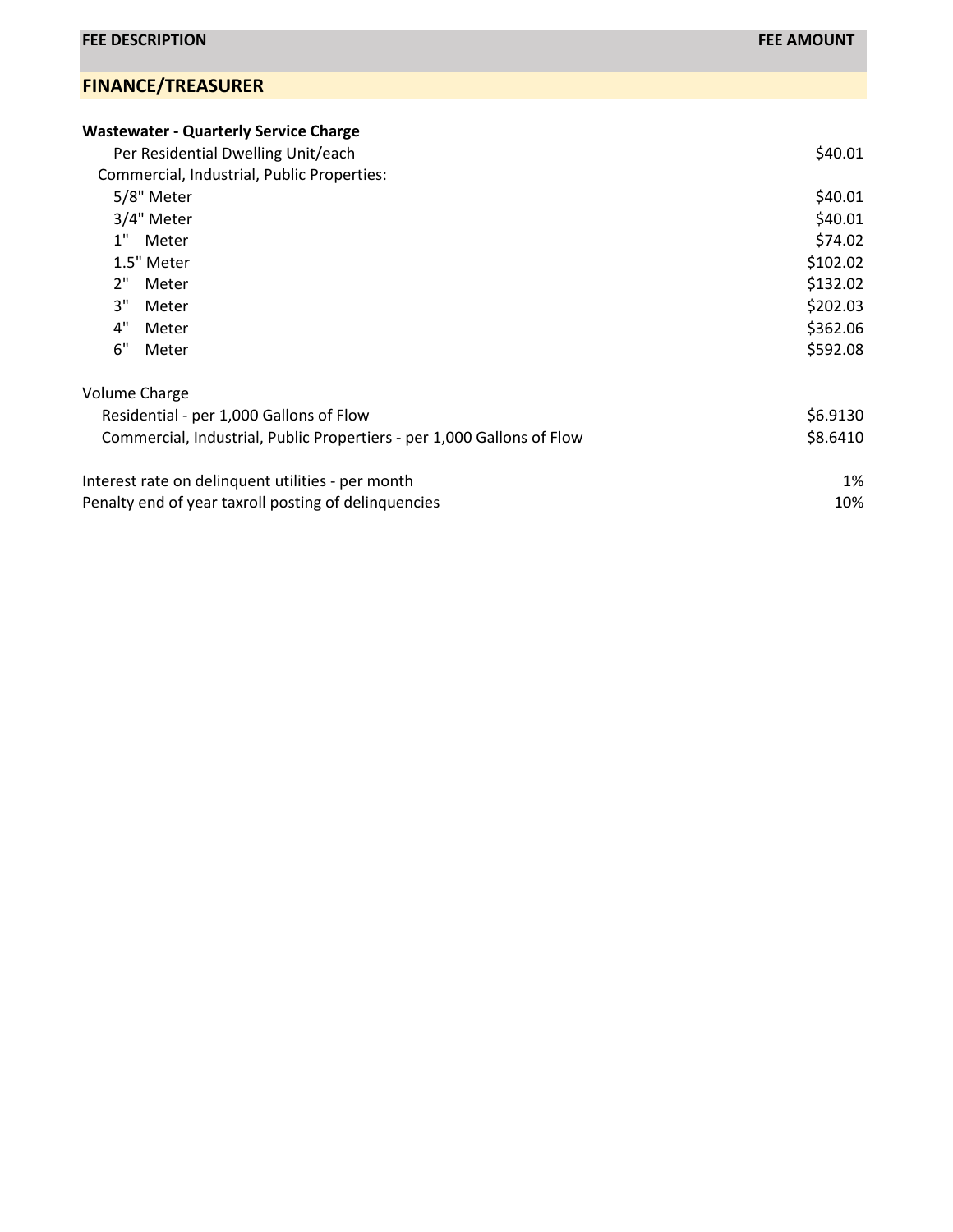| FEE DESCRIPTION | FEE AMOUNT |
|---|---|
| **FINANCE/TREASURER** | |
| | |
| **Wastewater - Quarterly Service Charge** | |
| Per Residential Dwelling Unit/each | $40.01 |
| Commercial, Industrial, Public Properties: | |
| 5/8" Meter | $40.01 |
| 3/4" Meter | $40.01 |
| 1" Meter | $74.02 |
| 1.5" Meter | $102.02 |
| 2" Meter | $132.02 |
| 3" Meter | $202.03 |
| 4" Meter | $362.06 |
| 6" Meter | $592.08 |
| | |
| Volume Charge | |
| Residential - per 1,000 Gallons of Flow | $6.9130 |
| Commercial, Industrial, Public Propertiers - per 1,000 Gallons of Flow | $8.6410 |
| | |
| Interest rate on delinquent utilities - per month | 1% |
| Penalty end of year taxroll posting of delinquencies | 10% |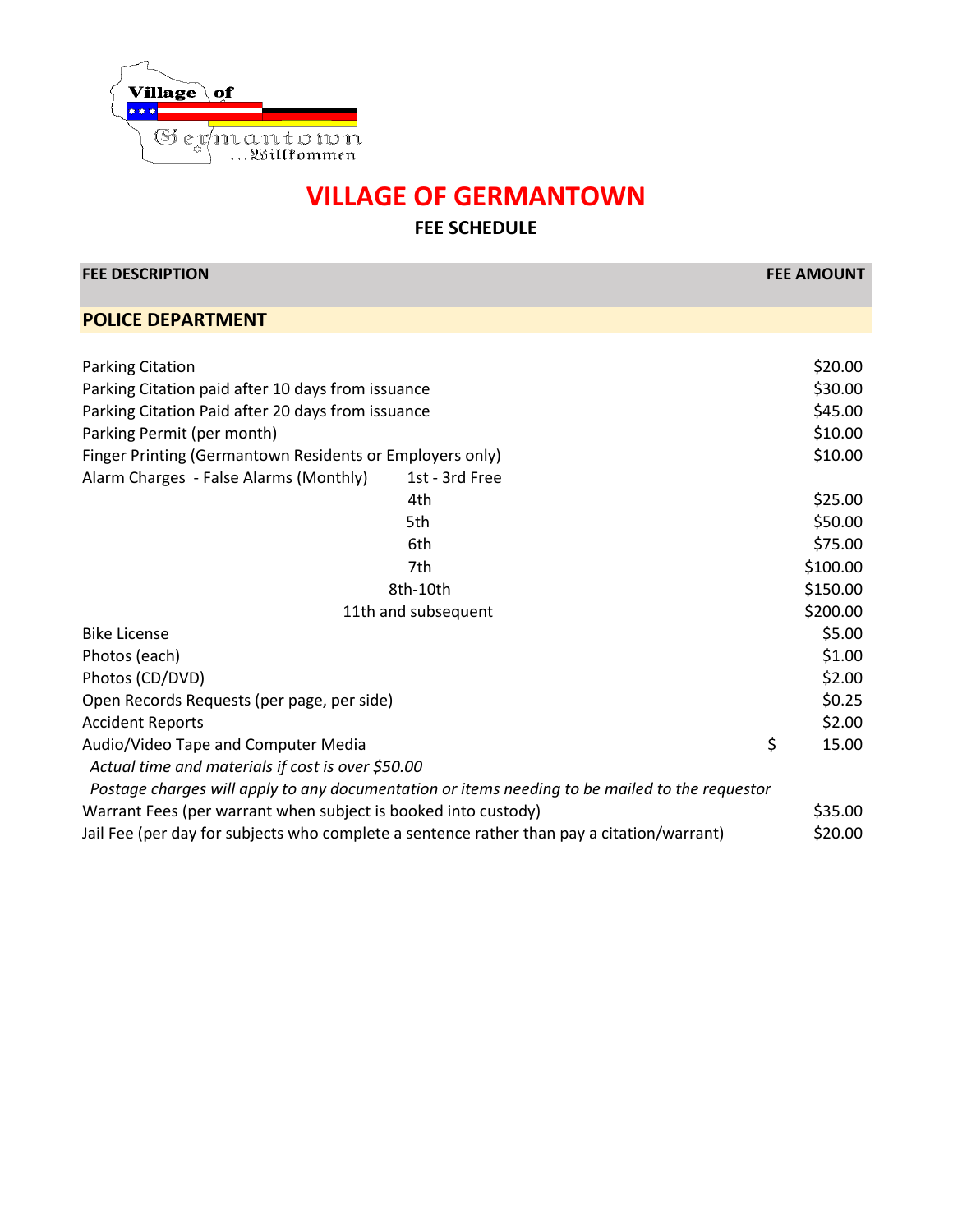# VILLAGE OF GERMANTOWN

## FEE SCHEDULE

| FEE DESCRIPTION | | FEE AMOUNT |
|---|---|---|
| **POLICE DEPARTMENT** | | |
| Parking Citation | | $20.00 |
| Parking Citation paid after 10 days from issuance | | $30.00 |
| Parking Citation Paid after 20 days from issuance | | $45.00 |
| Parking Permit (per month) | | $10.00 |
| Finger Printing (Germantown Residents or Employers only) | | $10.00 |
| Alarm Charges - False Alarms (Monthly) | 1st - 3rd Free | |
| | 4th | $25.00 |
| | 5th | $50.00 |
| | 6th | $75.00 |
| | 7th | $100.00 |
| | 8th-10th | $150.00 |
| | 11th and subsequent | $200.00 |
| Bike License | | $5.00 |
| Photos (each) | | $1.00 |
| Photos (CD/DVD) | | $2.00 |
| Open Records Requests (per page, per side) | | $0.25 |
| Accident Reports | | $2.00 |
| Audio/Video Tape and Computer Media | | $ 15.00 |
| *Actual time and materials if cost is over $50.00* | | |
| *Postage charges will apply to any documentation or items needing to be mailed to the requestor* | | |
| Warrant Fees (per warrant when subject is booked into custody) | | $35.00 |
| Jail Fee (per day for subjects who complete a sentence rather than pay a citation/warrant) | | $20.00 |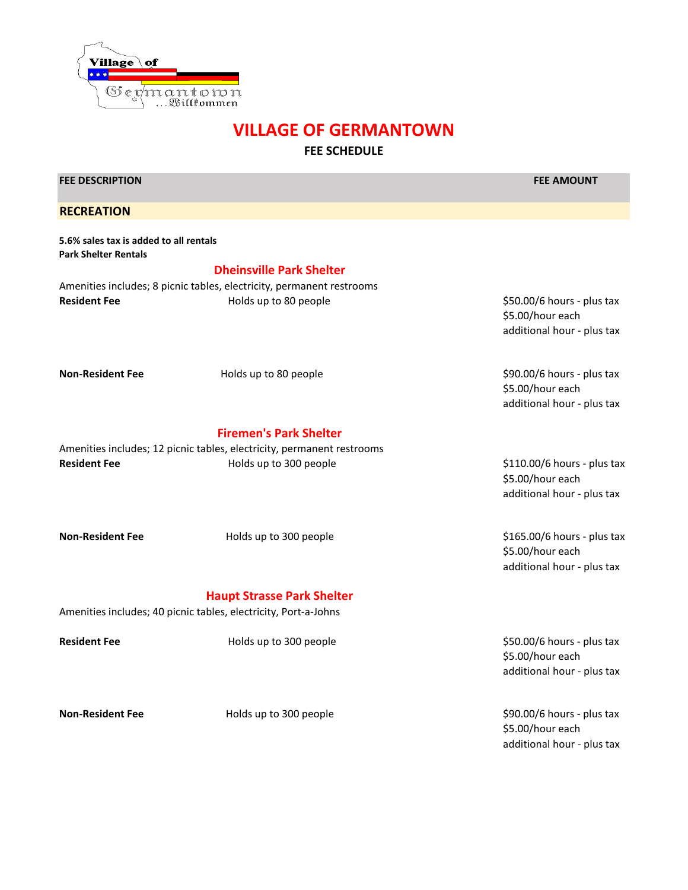# VILLAGE OF GERMANTOWN

**FEE SCHEDULE**

| FEE DESCRIPTION | | FEE AMOUNT |
|---|---|---|
| **RECREATION** | | |
| **5.6% sales tax is added to all rentals** | | |
| **Park Shelter Rentals** | | |
| **Dheinsville Park Shelter** | | |
| Amenities includes; 8 picnic tables, electricity, permanent restrooms | | |
| **Resident Fee** | Holds up to 80 people | $50.00/6 hours - plus tax<br>$5.00/hour each additional hour - plus tax |
| **Non-Resident Fee** | Holds up to 80 people | $90.00/6 hours - plus tax<br>$5.00/hour each additional hour - plus tax |
| **Firemen's Park Shelter** | | |
| Amenities includes; 12 picnic tables, electricity, permanent restrooms | | |
| **Resident Fee** | Holds up to 300 people | $110.00/6 hours - plus tax<br>$5.00/hour each additional hour - plus tax |
| **Non-Resident Fee** | Holds up to 300 people | $165.00/6 hours - plus tax<br>$5.00/hour each additional hour - plus tax |
| **Haupt Strasse Park Shelter** | | |
| Amenities includes; 40 picnic tables, electricity, Port-a-Johns | | |
| **Resident Fee** | Holds up to 300 people | $50.00/6 hours - plus tax<br>$5.00/hour each additional hour - plus tax |
| **Non-Resident Fee** | Holds up to 300 people | $90.00/6 hours - plus tax<br>$5.00/hour each additional hour - plus tax |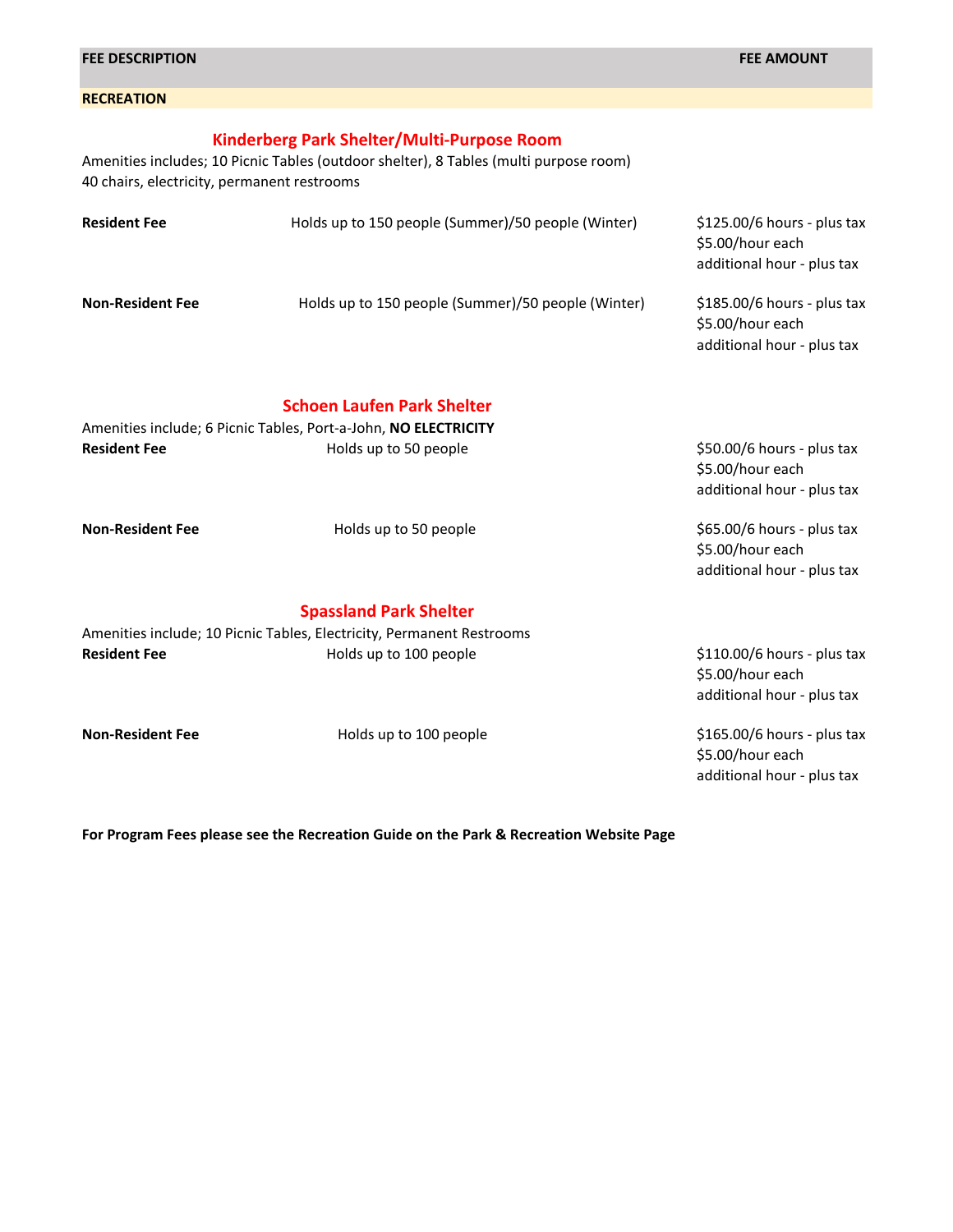| FEE DESCRIPTION | | FEE AMOUNT |
|---|---|---|
| **RECREATION** | | |

## Kinderberg Park Shelter/Multi-Purpose Room

Amenities includes; 10 Picnic Tables (outdoor shelter), 8 Tables (multi purpose room) 40 chairs, electricity, permanent restrooms

| | | |
|---|---|---|
| **Resident Fee** | Holds up to 150 people (Summer)/50 people (Winter) | $125.00/6 hours - plus tax $5.00/hour each additional hour - plus tax |
| **Non-Resident Fee** | Holds up to 150 people (Summer)/50 people (Winter) | $185.00/6 hours - plus tax $5.00/hour each additional hour - plus tax |

## Schoen Laufen Park Shelter

Amenities include; 6 Picnic Tables, Port-a-John, **NO ELECTRICITY**

| | | |
|---|---|---|
| **Resident Fee** | Holds up to 50 people | $50.00/6 hours - plus tax $5.00/hour each additional hour - plus tax |
| **Non-Resident Fee** | Holds up to 50 people | $65.00/6 hours - plus tax $5.00/hour each additional hour - plus tax |

## Spassland Park Shelter

Amenities include; 10 Picnic Tables, Electricity, Permanent Restrooms

| | | |
|---|---|---|
| **Resident Fee** | Holds up to 100 people | $110.00/6 hours - plus tax $5.00/hour each additional hour - plus tax |
| **Non-Resident Fee** | Holds up to 100 people | $165.00/6 hours - plus tax $5.00/hour each additional hour - plus tax |

**For Program Fees please see the Recreation Guide on the Park & Recreation Website Page**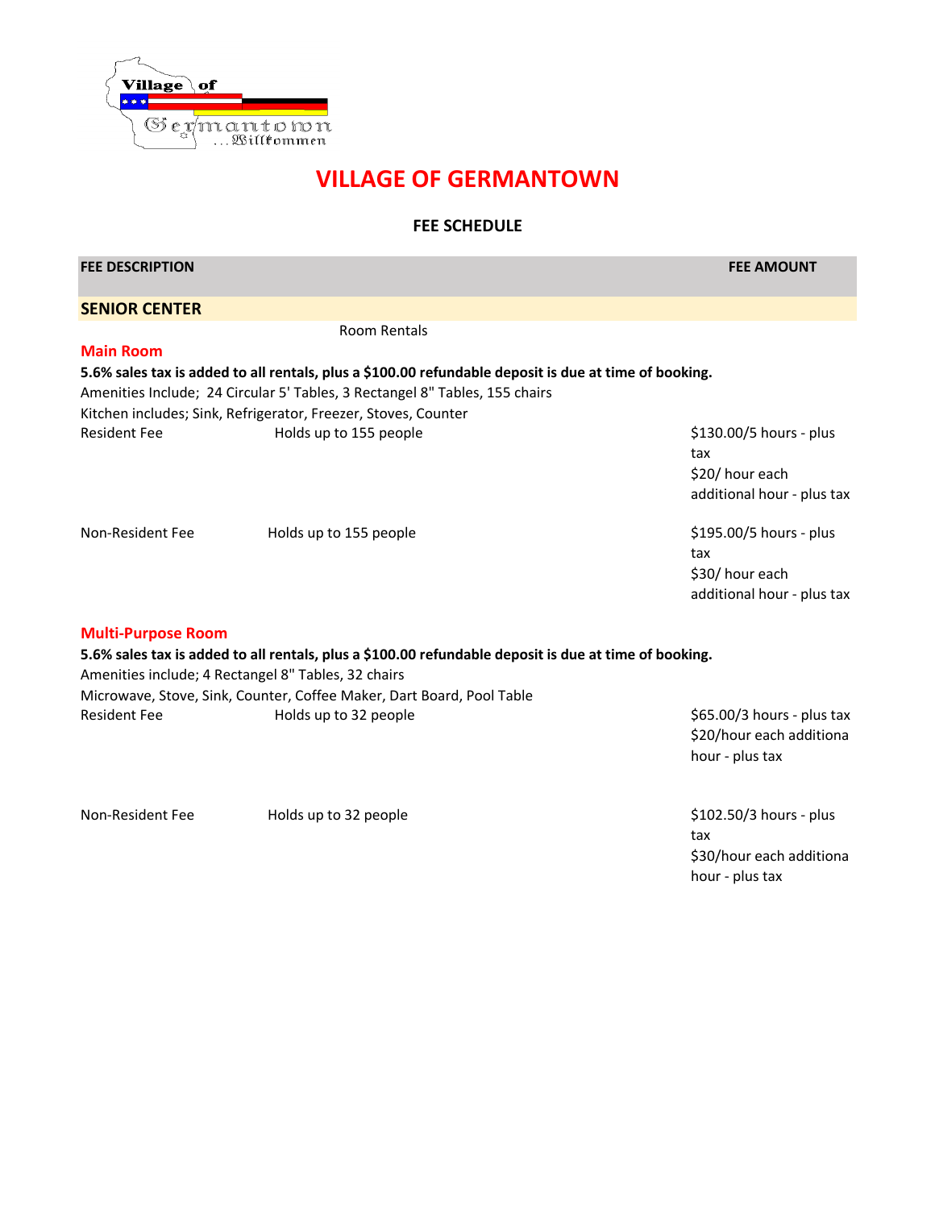# VILLAGE OF GERMANTOWN

## FEE SCHEDULE

| FEE DESCRIPTION | | FEE AMOUNT |
|---|---|---|
| **SENIOR CENTER** | | |
| | Room Rentals | |

### Main Room

**5.6% sales tax is added to all rentals, plus a $100.00 refundable deposit is due at time of booking.**

Amenities Include; 24 Circular 5' Tables, 3 Rectangel 8" Tables, 155 chairs

Kitchen includes; Sink, Refrigerator, Freezer, Stoves, Counter

| | | |
|---|---|---|
| Resident Fee | Holds up to 155 people | $130.00/5 hours - plus tax<br>$20/ hour each additional hour - plus tax |
| Non-Resident Fee | Holds up to 155 people | $195.00/5 hours - plus tax<br>$30/ hour each additional hour - plus tax |

### Multi-Purpose Room

**5.6% sales tax is added to all rentals, plus a $100.00 refundable deposit is due at time of booking.**

Amenities include; 4 Rectangel 8" Tables, 32 chairs

Microwave, Stove, Sink, Counter, Coffee Maker, Dart Board, Pool Table

| | | |
|---|---|---|
| Resident Fee | Holds up to 32 people | $65.00/3 hours - plus tax<br>$20/hour each additiona hour - plus tax |
| Non-Resident Fee | Holds up to 32 people | $102.50/3 hours - plus tax<br>$30/hour each additiona hour - plus tax |